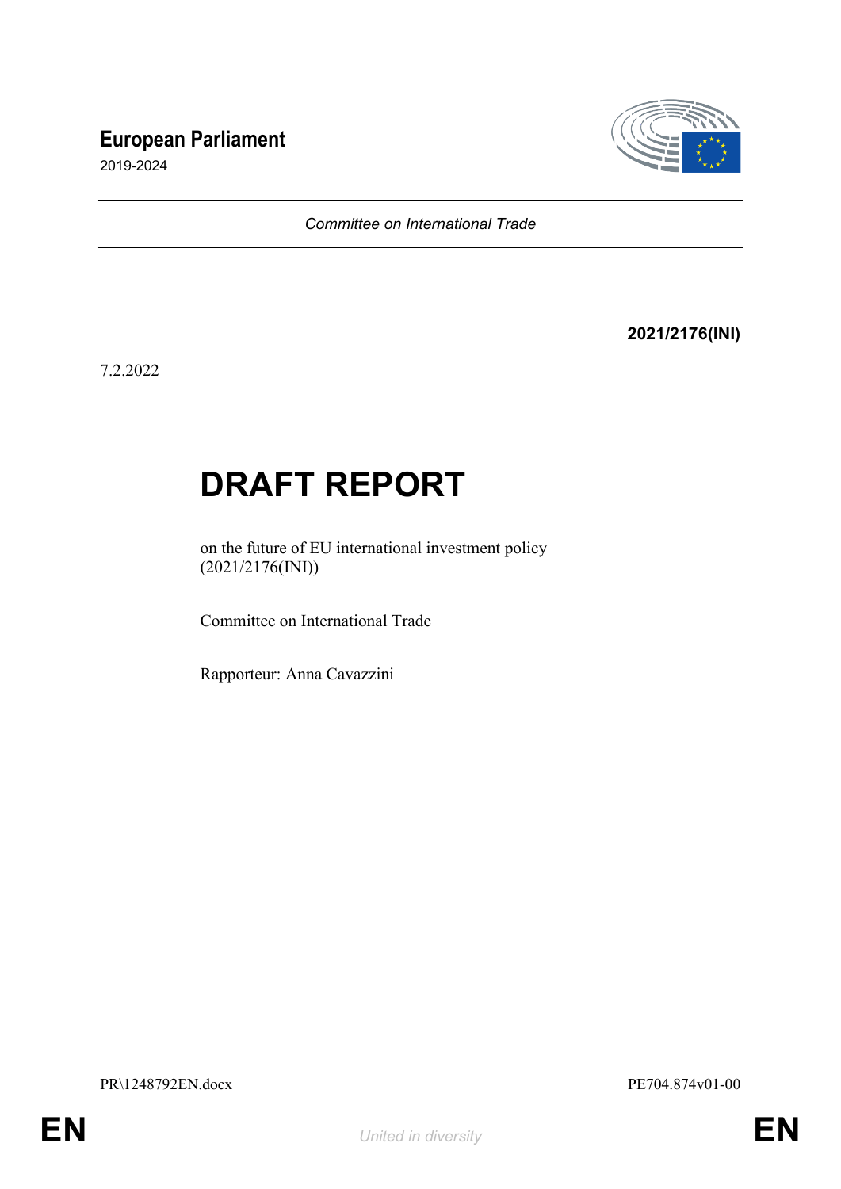**European Parliament**
2019-2024

*Committee on International Trade*

**2021/2176(INI)**

7.2.2022

# DRAFT REPORT

on the future of EU international investment policy
(2021/2176(INI))

Committee on International Trade

Rapporteur: Anna Cavazzini

PR\1248792EN.docx PE704.874v01-00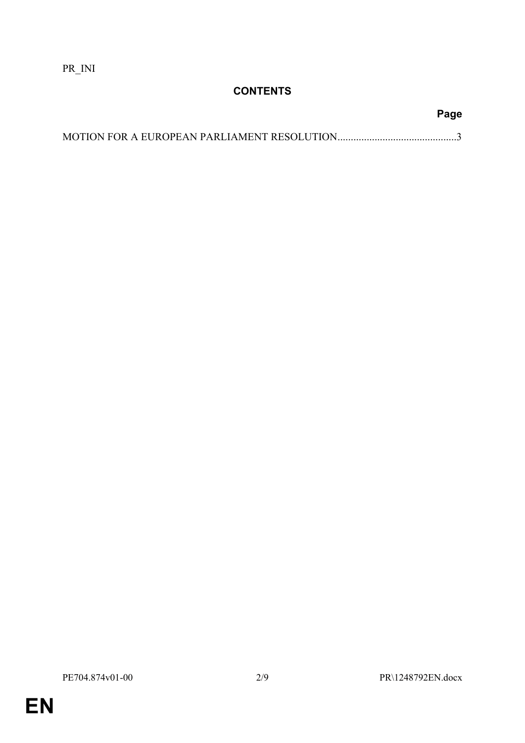PR_INI

## CONTENTS

**Page**

MOTION FOR A EUROPEAN PARLIAMENT RESOLUTION.............................................3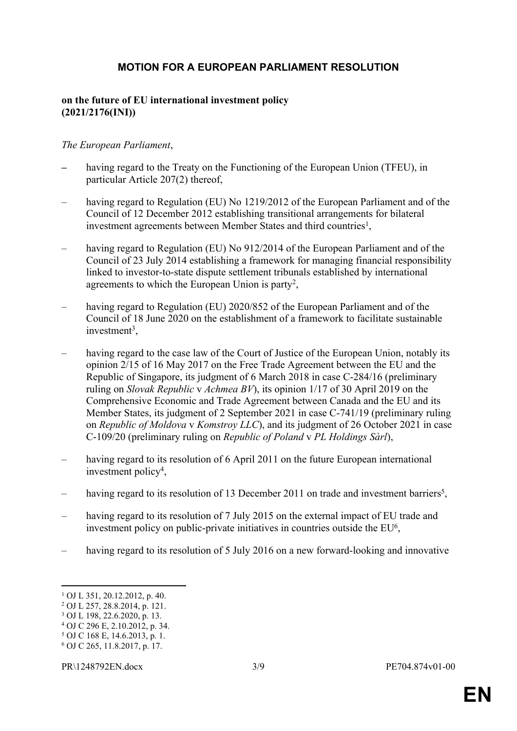# MOTION FOR A EUROPEAN PARLIAMENT RESOLUTION

**on the future of EU international investment policy**
**(2021/2176(INI))**

*The European Parliament*,

– having regard to the Treaty on the Functioning of the European Union (TFEU), in particular Article 207(2) thereof,

– having regard to Regulation (EU) No 1219/2012 of the European Parliament and of the Council of 12 December 2012 establishing transitional arrangements for bilateral investment agreements between Member States and third countries[1],

– having regard to Regulation (EU) No 912/2014 of the European Parliament and of the Council of 23 July 2014 establishing a framework for managing financial responsibility linked to investor-to-state dispute settlement tribunals established by international agreements to which the European Union is party[2],

– having regard to Regulation (EU) 2020/852 of the European Parliament and of the Council of 18 June 2020 on the establishment of a framework to facilitate sustainable investment[3],

– having regard to the case law of the Court of Justice of the European Union, notably its opinion 2/15 of 16 May 2017 on the Free Trade Agreement between the EU and the Republic of Singapore, its judgment of 6 March 2018 in case C-284/16 (preliminary ruling on *Slovak Republic* v *Achmea BV*), its opinion 1/17 of 30 April 2019 on the Comprehensive Economic and Trade Agreement between Canada and the EU and its Member States, its judgment of 2 September 2021 in case C-741/19 (preliminary ruling on *Republic of Moldova* v *Komstroy LLC*), and its judgment of 26 October 2021 in case C-109/20 (preliminary ruling on *Republic of Poland* v *PL Holdings Sàrl*),

– having regard to its resolution of 6 April 2011 on the future European international investment policy[4],

– having regard to its resolution of 13 December 2011 on trade and investment barriers[5],

– having regard to its resolution of 7 July 2015 on the external impact of EU trade and investment policy on public-private initiatives in countries outside the EU[6],

– having regard to its resolution of 5 July 2016 on a new forward-looking and innovative

[1] OJ L 351, 20.12.2012, p. 40.
[2] OJ L 257, 28.8.2014, p. 121.
[3] OJ L 198, 22.6.2020, p. 13.
[4] OJ C 296 E, 2.10.2012, p. 34.
[5] OJ C 168 E, 14.6.2013, p. 1.
[6] OJ C 265, 11.8.2017, p. 17.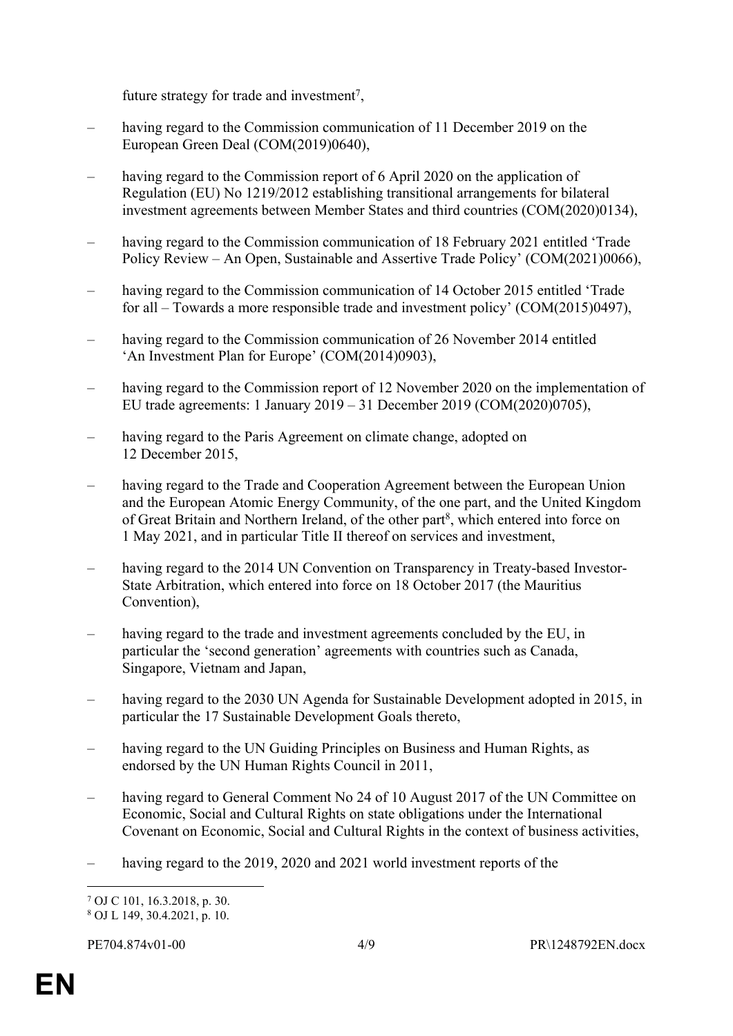future strategy for trade and investment[7],

– having regard to the Commission communication of 11 December 2019 on the European Green Deal (COM(2019)0640),

– having regard to the Commission report of 6 April 2020 on the application of Regulation (EU) No 1219/2012 establishing transitional arrangements for bilateral investment agreements between Member States and third countries (COM(2020)0134),

– having regard to the Commission communication of 18 February 2021 entitled 'Trade Policy Review – An Open, Sustainable and Assertive Trade Policy' (COM(2021)0066),

– having regard to the Commission communication of 14 October 2015 entitled 'Trade for all – Towards a more responsible trade and investment policy' (COM(2015)0497),

– having regard to the Commission communication of 26 November 2014 entitled 'An Investment Plan for Europe' (COM(2014)0903),

– having regard to the Commission report of 12 November 2020 on the implementation of EU trade agreements: 1 January 2019 – 31 December 2019 (COM(2020)0705),

– having regard to the Paris Agreement on climate change, adopted on 12 December 2015,

– having regard to the Trade and Cooperation Agreement between the European Union and the European Atomic Energy Community, of the one part, and the United Kingdom of Great Britain and Northern Ireland, of the other part[8], which entered into force on 1 May 2021, and in particular Title II thereof on services and investment,

– having regard to the 2014 UN Convention on Transparency in Treaty-based Investor-State Arbitration, which entered into force on 18 October 2017 (the Mauritius Convention),

– having regard to the trade and investment agreements concluded by the EU, in particular the 'second generation' agreements with countries such as Canada, Singapore, Vietnam and Japan,

– having regard to the 2030 UN Agenda for Sustainable Development adopted in 2015, in particular the 17 Sustainable Development Goals thereto,

– having regard to the UN Guiding Principles on Business and Human Rights, as endorsed by the UN Human Rights Council in 2011,

– having regard to General Comment No 24 of 10 August 2017 of the UN Committee on Economic, Social and Cultural Rights on state obligations under the International Covenant on Economic, Social and Cultural Rights in the context of business activities,

– having regard to the 2019, 2020 and 2021 world investment reports of the

---

[7] OJ C 101, 16.3.2018, p. 30.
[8] OJ L 149, 30.4.2021, p. 10.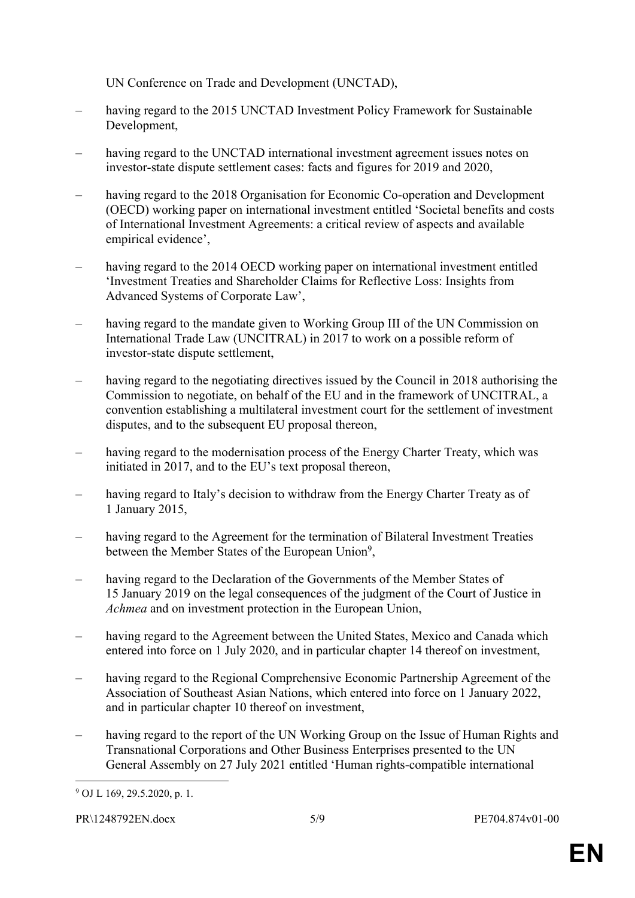UN Conference on Trade and Development (UNCTAD),

– having regard to the 2015 UNCTAD Investment Policy Framework for Sustainable Development,

– having regard to the UNCTAD international investment agreement issues notes on investor-state dispute settlement cases: facts and figures for 2019 and 2020,

– having regard to the 2018 Organisation for Economic Co-operation and Development (OECD) working paper on international investment entitled 'Societal benefits and costs of International Investment Agreements: a critical review of aspects and available empirical evidence',

– having regard to the 2014 OECD working paper on international investment entitled 'Investment Treaties and Shareholder Claims for Reflective Loss: Insights from Advanced Systems of Corporate Law',

– having regard to the mandate given to Working Group III of the UN Commission on International Trade Law (UNCITRAL) in 2017 to work on a possible reform of investor-state dispute settlement,

– having regard to the negotiating directives issued by the Council in 2018 authorising the Commission to negotiate, on behalf of the EU and in the framework of UNCITRAL, a convention establishing a multilateral investment court for the settlement of investment disputes, and to the subsequent EU proposal thereon,

– having regard to the modernisation process of the Energy Charter Treaty, which was initiated in 2017, and to the EU's text proposal thereon,

– having regard to Italy's decision to withdraw from the Energy Charter Treaty as of 1 January 2015,

– having regard to the Agreement for the termination of Bilateral Investment Treaties between the Member States of the European Union[9],

– having regard to the Declaration of the Governments of the Member States of 15 January 2019 on the legal consequences of the judgment of the Court of Justice in *Achmea* and on investment protection in the European Union,

– having regard to the Agreement between the United States, Mexico and Canada which entered into force on 1 July 2020, and in particular chapter 14 thereof on investment,

– having regard to the Regional Comprehensive Economic Partnership Agreement of the Association of Southeast Asian Nations, which entered into force on 1 January 2022, and in particular chapter 10 thereof on investment,

– having regard to the report of the UN Working Group on the Issue of Human Rights and Transnational Corporations and Other Business Enterprises presented to the UN General Assembly on 27 July 2021 entitled 'Human rights-compatible international

[9] OJ L 169, 29.5.2020, p. 1.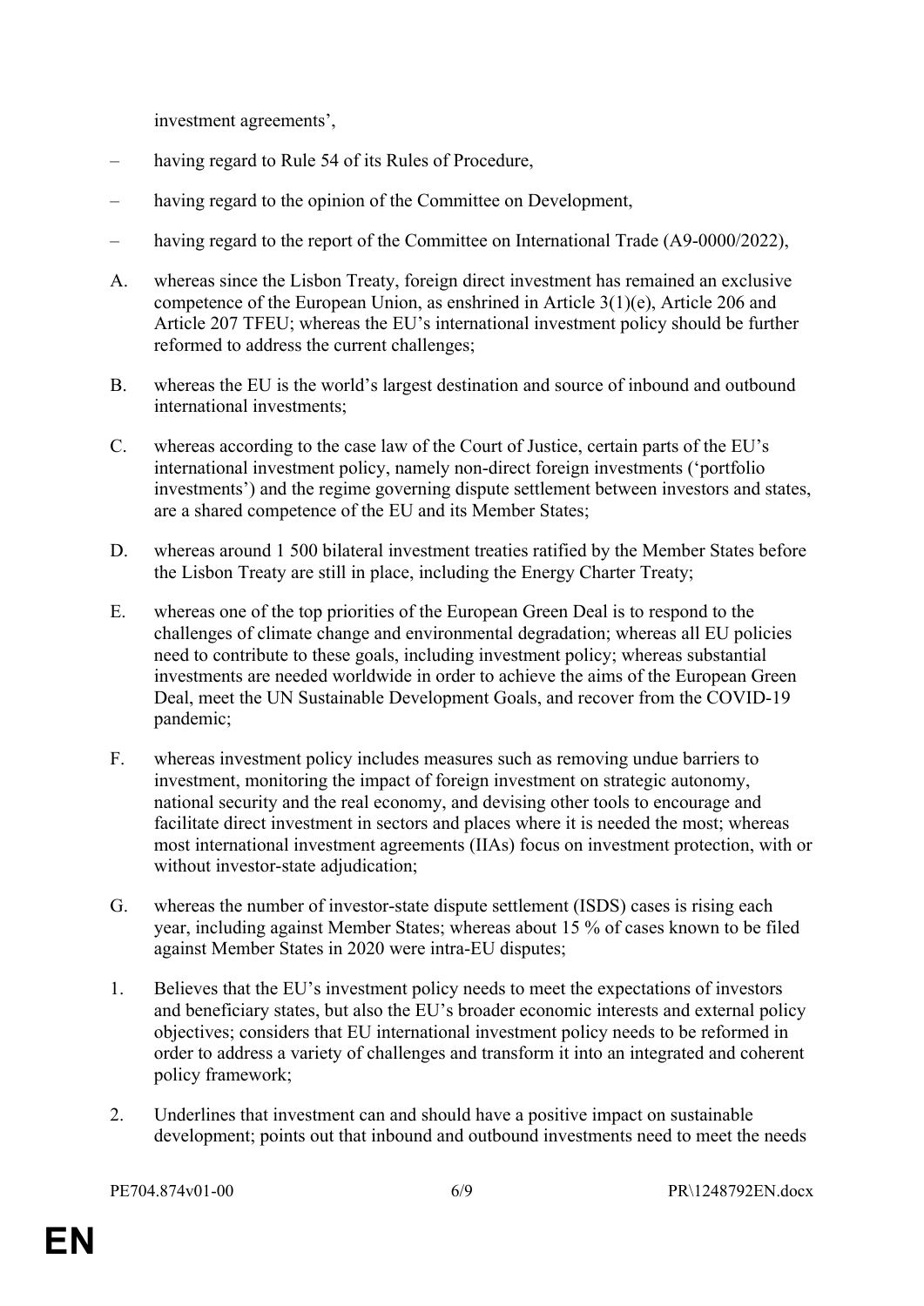investment agreements',

– having regard to Rule 54 of its Rules of Procedure,

– having regard to the opinion of the Committee on Development,

– having regard to the report of the Committee on International Trade (A9-0000/2022),

A. whereas since the Lisbon Treaty, foreign direct investment has remained an exclusive competence of the European Union, as enshrined in Article 3(1)(e), Article 206 and Article 207 TFEU; whereas the EU's international investment policy should be further reformed to address the current challenges;

B. whereas the EU is the world's largest destination and source of inbound and outbound international investments;

C. whereas according to the case law of the Court of Justice, certain parts of the EU's international investment policy, namely non-direct foreign investments ('portfolio investments') and the regime governing dispute settlement between investors and states, are a shared competence of the EU and its Member States;

D. whereas around 1 500 bilateral investment treaties ratified by the Member States before the Lisbon Treaty are still in place, including the Energy Charter Treaty;

E. whereas one of the top priorities of the European Green Deal is to respond to the challenges of climate change and environmental degradation; whereas all EU policies need to contribute to these goals, including investment policy; whereas substantial investments are needed worldwide in order to achieve the aims of the European Green Deal, meet the UN Sustainable Development Goals, and recover from the COVID-19 pandemic;

F. whereas investment policy includes measures such as removing undue barriers to investment, monitoring the impact of foreign investment on strategic autonomy, national security and the real economy, and devising other tools to encourage and facilitate direct investment in sectors and places where it is needed the most; whereas most international investment agreements (IIAs) focus on investment protection, with or without investor-state adjudication;

G. whereas the number of investor-state dispute settlement (ISDS) cases is rising each year, including against Member States; whereas about 15 % of cases known to be filed against Member States in 2020 were intra-EU disputes;

1. Believes that the EU's investment policy needs to meet the expectations of investors and beneficiary states, but also the EU's broader economic interests and external policy objectives; considers that EU international investment policy needs to be reformed in order to address a variety of challenges and transform it into an integrated and coherent policy framework;

2. Underlines that investment can and should have a positive impact on sustainable development; points out that inbound and outbound investments need to meet the needs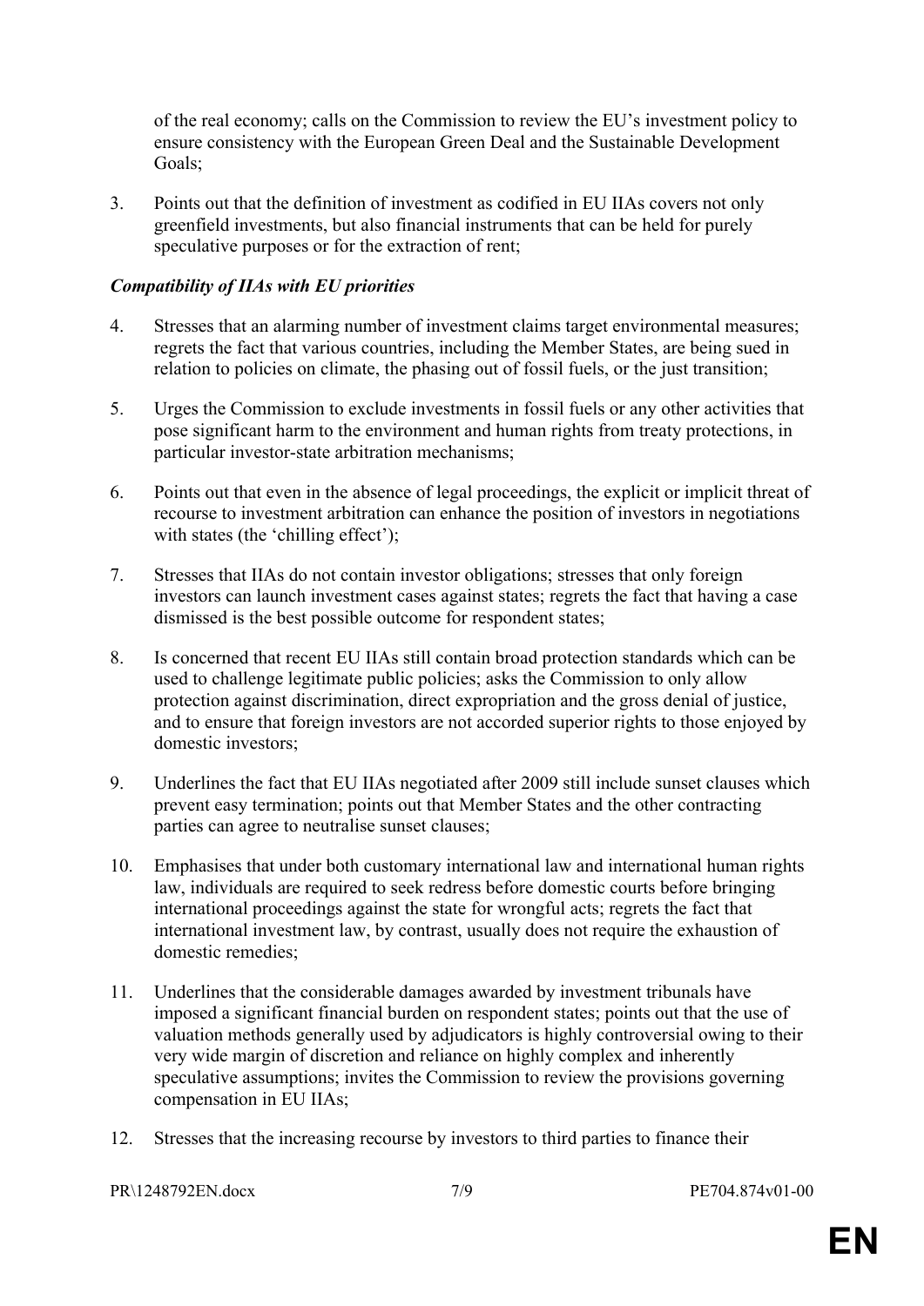of the real economy; calls on the Commission to review the EU's investment policy to ensure consistency with the European Green Deal and the Sustainable Development Goals;

3. Points out that the definition of investment as codified in EU IIAs covers not only greenfield investments, but also financial instruments that can be held for purely speculative purposes or for the extraction of rent;

***Compatibility of IIAs with EU priorities***

4. Stresses that an alarming number of investment claims target environmental measures; regrets the fact that various countries, including the Member States, are being sued in relation to policies on climate, the phasing out of fossil fuels, or the just transition;

5. Urges the Commission to exclude investments in fossil fuels or any other activities that pose significant harm to the environment and human rights from treaty protections, in particular investor-state arbitration mechanisms;

6. Points out that even in the absence of legal proceedings, the explicit or implicit threat of recourse to investment arbitration can enhance the position of investors in negotiations with states (the 'chilling effect');

7. Stresses that IIAs do not contain investor obligations; stresses that only foreign investors can launch investment cases against states; regrets the fact that having a case dismissed is the best possible outcome for respondent states;

8. Is concerned that recent EU IIAs still contain broad protection standards which can be used to challenge legitimate public policies; asks the Commission to only allow protection against discrimination, direct expropriation and the gross denial of justice, and to ensure that foreign investors are not accorded superior rights to those enjoyed by domestic investors;

9. Underlines the fact that EU IIAs negotiated after 2009 still include sunset clauses which prevent easy termination; points out that Member States and the other contracting parties can agree to neutralise sunset clauses;

10. Emphasises that under both customary international law and international human rights law, individuals are required to seek redress before domestic courts before bringing international proceedings against the state for wrongful acts; regrets the fact that international investment law, by contrast, usually does not require the exhaustion of domestic remedies;

11. Underlines that the considerable damages awarded by investment tribunals have imposed a significant financial burden on respondent states; points out that the use of valuation methods generally used by adjudicators is highly controversial owing to their very wide margin of discretion and reliance on highly complex and inherently speculative assumptions; invites the Commission to review the provisions governing compensation in EU IIAs;

12. Stresses that the increasing recourse by investors to third parties to finance their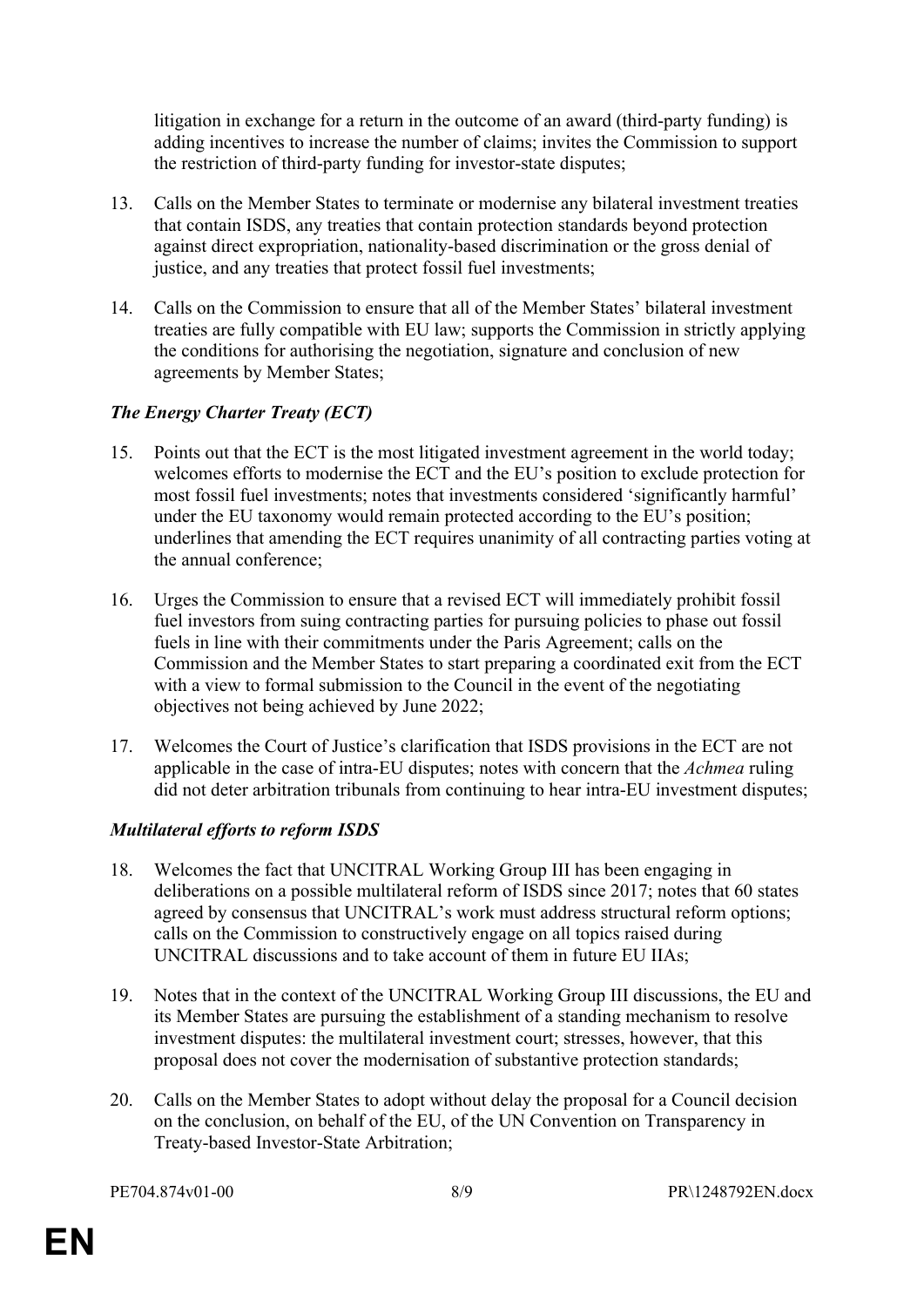litigation in exchange for a return in the outcome of an award (third-party funding) is adding incentives to increase the number of claims; invites the Commission to support the restriction of third-party funding for investor-state disputes;

13. Calls on the Member States to terminate or modernise any bilateral investment treaties that contain ISDS, any treaties that contain protection standards beyond protection against direct expropriation, nationality-based discrimination or the gross denial of justice, and any treaties that protect fossil fuel investments;

14. Calls on the Commission to ensure that all of the Member States' bilateral investment treaties are fully compatible with EU law; supports the Commission in strictly applying the conditions for authorising the negotiation, signature and conclusion of new agreements by Member States;

***The Energy Charter Treaty (ECT)***

15. Points out that the ECT is the most litigated investment agreement in the world today; welcomes efforts to modernise the ECT and the EU's position to exclude protection for most fossil fuel investments; notes that investments considered 'significantly harmful' under the EU taxonomy would remain protected according to the EU's position; underlines that amending the ECT requires unanimity of all contracting parties voting at the annual conference;

16. Urges the Commission to ensure that a revised ECT will immediately prohibit fossil fuel investors from suing contracting parties for pursuing policies to phase out fossil fuels in line with their commitments under the Paris Agreement; calls on the Commission and the Member States to start preparing a coordinated exit from the ECT with a view to formal submission to the Council in the event of the negotiating objectives not being achieved by June 2022;

17. Welcomes the Court of Justice's clarification that ISDS provisions in the ECT are not applicable in the case of intra-EU disputes; notes with concern that the *Achmea* ruling did not deter arbitration tribunals from continuing to hear intra-EU investment disputes;

***Multilateral efforts to reform ISDS***

18. Welcomes the fact that UNCITRAL Working Group III has been engaging in deliberations on a possible multilateral reform of ISDS since 2017; notes that 60 states agreed by consensus that UNCITRAL's work must address structural reform options; calls on the Commission to constructively engage on all topics raised during UNCITRAL discussions and to take account of them in future EU IIAs;

19. Notes that in the context of the UNCITRAL Working Group III discussions, the EU and its Member States are pursuing the establishment of a standing mechanism to resolve investment disputes: the multilateral investment court; stresses, however, that this proposal does not cover the modernisation of substantive protection standards;

20. Calls on the Member States to adopt without delay the proposal for a Council decision on the conclusion, on behalf of the EU, of the UN Convention on Transparency in Treaty-based Investor-State Arbitration;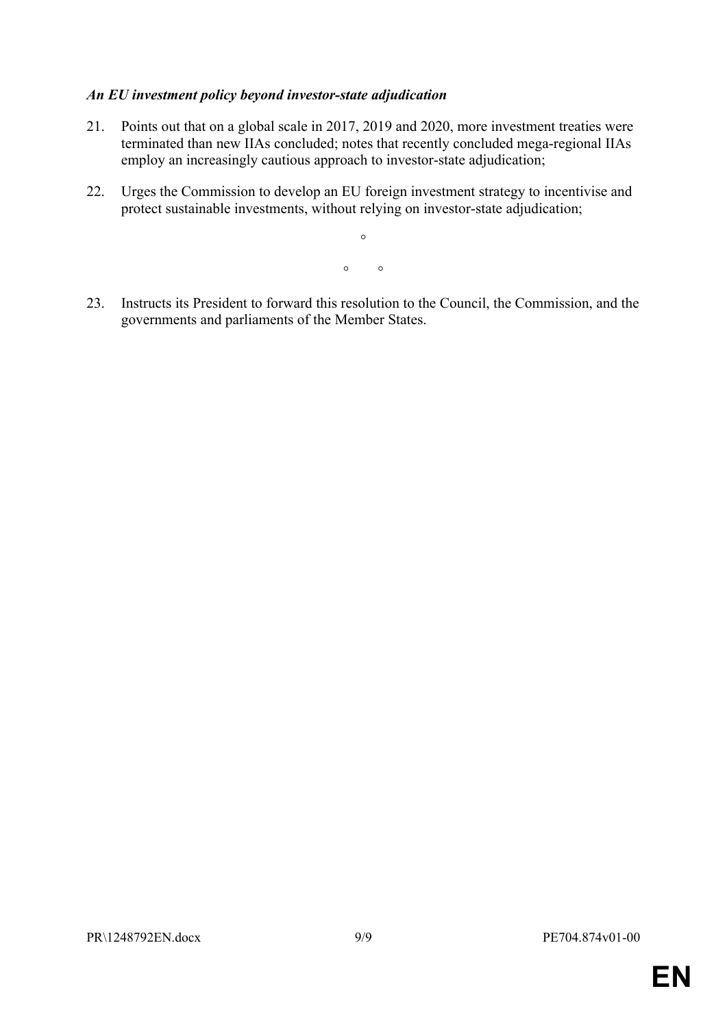*An EU investment policy beyond investor-state adjudication*

21. Points out that on a global scale in 2017, 2019 and 2020, more investment treaties were terminated than new IIAs concluded; notes that recently concluded mega-regional IIAs employ an increasingly cautious approach to investor-state adjudication;

22. Urges the Commission to develop an EU foreign investment strategy to incentivise and protect sustainable investments, without relying on investor-state adjudication;

°

° °

23. Instructs its President to forward this resolution to the Council, the Commission, and the governments and parliaments of the Member States.